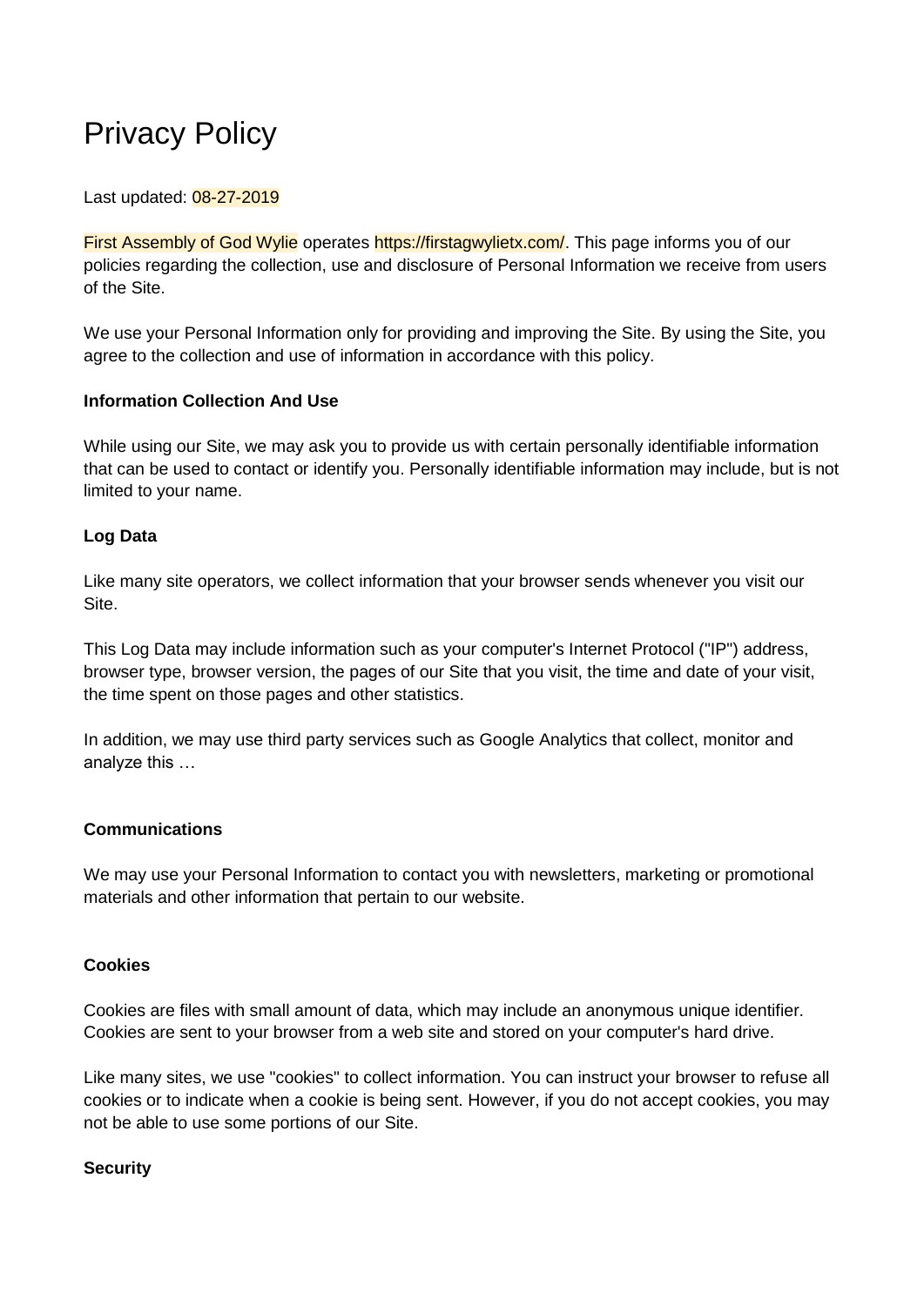# Privacy Policy

Last updated: 08-27-2019

First Assembly of God Wylie operates https://firstagwylietx.com/. This page informs you of our policies regarding the collection, use and disclosure of Personal Information we receive from users of the Site.

We use your Personal Information only for providing and improving the Site. By using the Site, you agree to the collection and use of information in accordance with this policy.

**Information Collection And Use**

While using our Site, we may ask you to provide us with certain personally identifiable information that can be used to contact or identify you. Personally identifiable information may include, but is not limited to your name.

**Log Data**

Like many site operators, we collect information that your browser sends whenever you visit our Site.

This Log Data may include information such as your computer's Internet Protocol ("IP") address, browser type, browser version, the pages of our Site that you visit, the time and date of your visit, the time spent on those pages and other statistics.

In addition, we may use third party services such as Google Analytics that collect, monitor and analyze this …

**Communications**

We may use your Personal Information to contact you with newsletters, marketing or promotional materials and other information that pertain to our website.

**Cookies**

Cookies are files with small amount of data, which may include an anonymous unique identifier. Cookies are sent to your browser from a web site and stored on your computer's hard drive.

Like many sites, we use "cookies" to collect information. You can instruct your browser to refuse all cookies or to indicate when a cookie is being sent. However, if you do not accept cookies, you may not be able to use some portions of our Site.

**Security**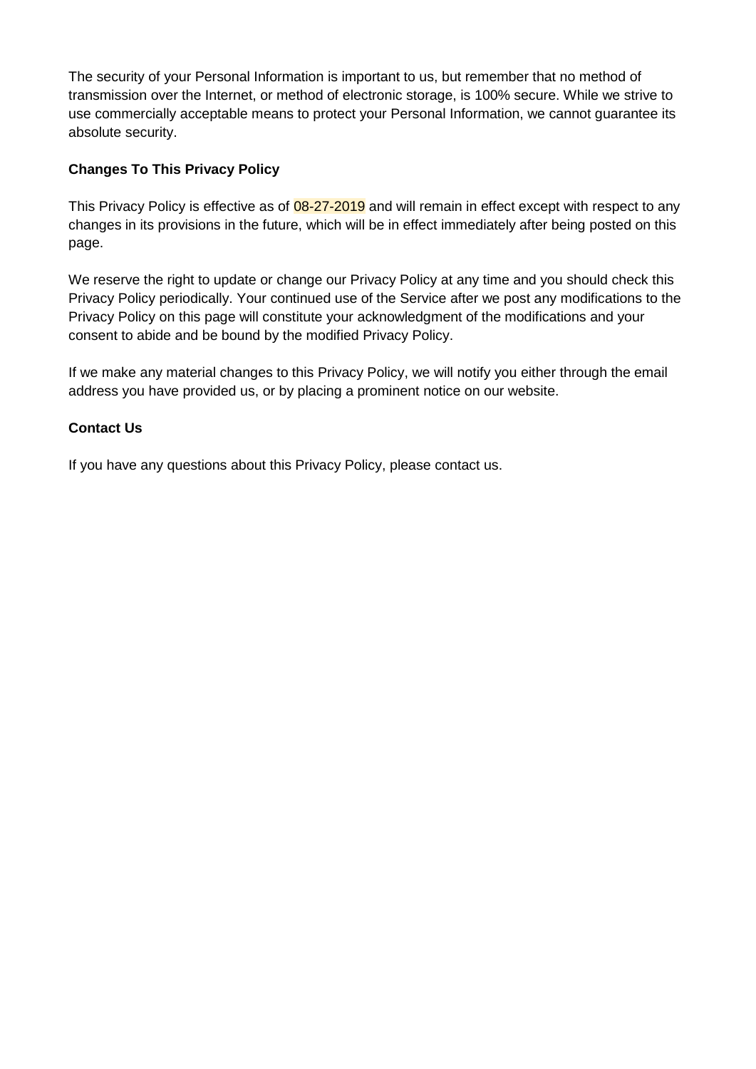The security of your Personal Information is important to us, but remember that no method of transmission over the Internet, or method of electronic storage, is 100% secure. While we strive to use commercially acceptable means to protect your Personal Information, we cannot guarantee its absolute security.

**Changes To This Privacy Policy**

This Privacy Policy is effective as of 08-27-2019 and will remain in effect except with respect to any changes in its provisions in the future, which will be in effect immediately after being posted on this page.

We reserve the right to update or change our Privacy Policy at any time and you should check this Privacy Policy periodically. Your continued use of the Service after we post any modifications to the Privacy Policy on this page will constitute your acknowledgment of the modifications and your consent to abide and be bound by the modified Privacy Policy.

If we make any material changes to this Privacy Policy, we will notify you either through the email address you have provided us, or by placing a prominent notice on our website.

**Contact Us**

If you have any questions about this Privacy Policy, please contact us.